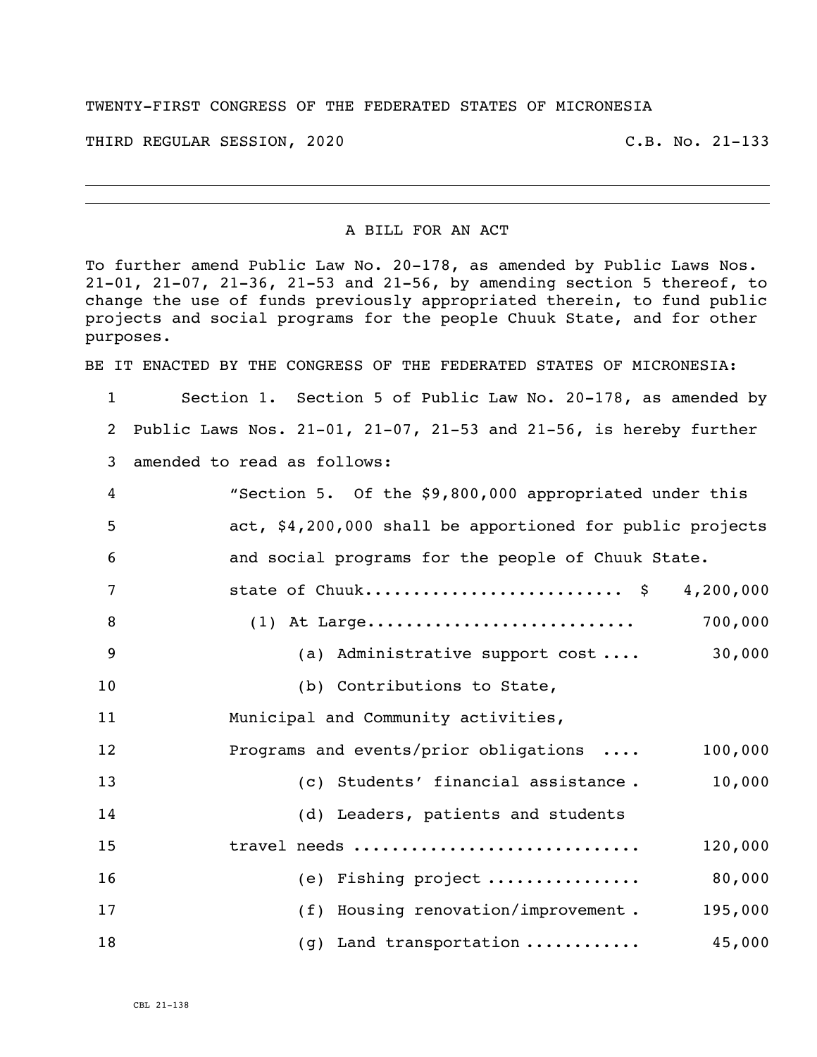TWENTY-FIRST CONGRESS OF THE FEDERATED STATES OF MICRONESIA

THIRD REGULAR SESSION, 2020 C.B. No. 21-133

---

A BILL FOR AN ACT

To further amend Public Law No. 20-178, as amended by Public Laws Nos. 21-01, 21-07, 21-36, 21-53 and 21-56, by amending section 5 thereof, to change the use of funds previously appropriated therein, to fund public projects and social programs for the people Chuuk State, and for other purposes.

BE IT ENACTED BY THE CONGRESS OF THE FEDERATED STATES OF MICRONESIA:

1 Section 1. Section 5 of Public Law No. 20-178, as amended by
2 Public Laws Nos. 21-01, 21-07, 21-53 and 21-56, is hereby further
3 amended to read as follows:

4 "Section 5. Of the $9,800,000 appropriated under this
5 act, $4,200,000 shall be apportioned for public projects
6 and social programs for the people of Chuuk State.

7 state of Chuuk.......................... $ 4,200,000
8 (1) At Large........................... 700,000
9 (a) Administrative support cost .... 30,000
10 (b) Contributions to State,
11 Municipal and Community activities,
12 Programs and events/prior obligations .... 100,000
13 (c) Students' financial assistance . 10,000
14 (d) Leaders, patients and students
15 travel needs ............................ 120,000
16 (e) Fishing project ............... 80,000
17 (f) Housing renovation/improvement . 195,000
18 (g) Land transportation ........... 45,000

CBL 21-138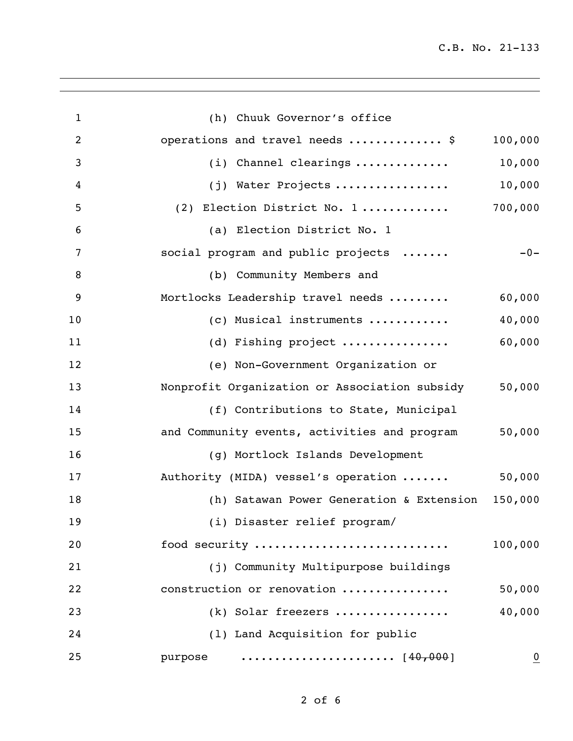(h) Chuuk Governor's office operations and travel needs .............. $ 100,000

(i) Channel clearings .............. 10,000

(j) Water Projects ................. 10,000

(2) Election District No. 1 ............ 700,000

(a) Election District No. 1 social program and public projects ....... -0-

(b) Community Members and Mortlocks Leadership travel needs ......... 60,000

(c) Musical instruments ............ 40,000

(d) Fishing project ................ 60,000

(e) Non-Government Organization or Nonprofit Organization or Association subsidy 50,000

(f) Contributions to State, Municipal and Community events, activities and program 50,000

(g) Mortlock Islands Development Authority (MIDA) vessel's operation ....... 50,000

(h) Satawan Power Generation & Extension 150,000

(i) Disaster relief program/ food security ............................ 100,000

(j) Community Multipurpose buildings construction or renovation ............... 50,000

(k) Solar freezers ................ 40,000

(l) Land Acquisition for public purpose ...................... [~~40,000~~] <u>0</u>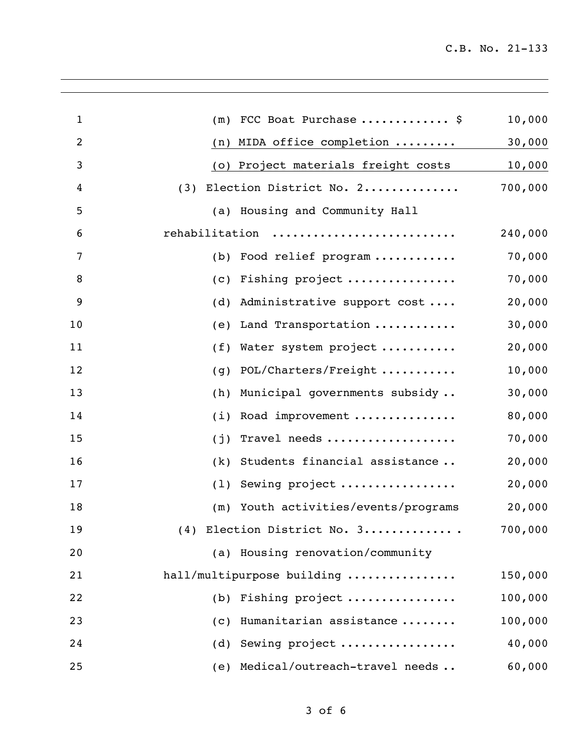| | |
|---|---|
| (m) FCC Boat Purchase ............ $ | 10,000 |
| (n) MIDA office completion ......... | 30,000 |
| (o) Project materials freight costs | 10,000 |
| (3) Election District No. 2............. | 700,000 |
| (a) Housing and Community Hall rehabilitation .......................... | 240,000 |
| (b) Food relief program ........... | 70,000 |
| (c) Fishing project ............... | 70,000 |
| (d) Administrative support cost .... | 20,000 |
| (e) Land Transportation ........... | 30,000 |
| (f) Water system project .......... | 20,000 |
| (g) POL/Charters/Freight .......... | 10,000 |
| (h) Municipal governments subsidy .. | 30,000 |
| (i) Road improvement .............. | 80,000 |
| (j) Travel needs .................. | 70,000 |
| (k) Students financial assistance .. | 20,000 |
| (l) Sewing project ................ | 20,000 |
| (m) Youth activities/events/programs | 20,000 |
| (4) Election District No. 3............. | 700,000 |
| (a) Housing renovation/community hall/multipurpose building ............... | 150,000 |
| (b) Fishing project ............... | 100,000 |
| (c) Humanitarian assistance ........ | 100,000 |
| (d) Sewing project ................ | 40,000 |
| (e) Medical/outreach-travel needs .. | 60,000 |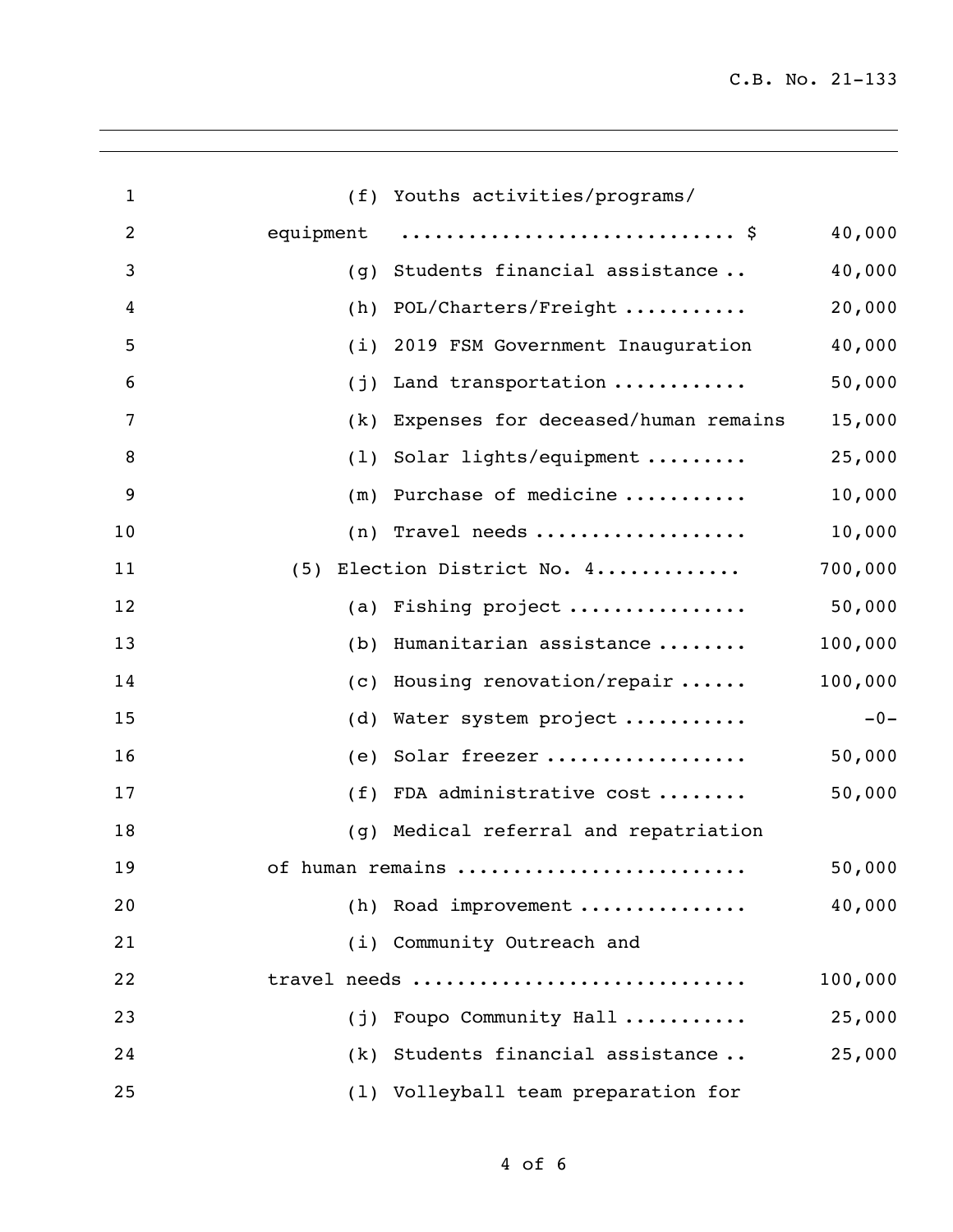| | |
|---|---|
| (f) Youths activities/programs/ equipment ............................ $ | 40,000 |
| (g) Students financial assistance .. | 40,000 |
| (h) POL/Charters/Freight .......... | 20,000 |
| (i) 2019 FSM Government Inauguration | 40,000 |
| (j) Land transportation ........... | 50,000 |
| (k) Expenses for deceased/human remains | 15,000 |
| (l) Solar lights/equipment ........ | 25,000 |
| (m) Purchase of medicine .......... | 10,000 |
| (n) Travel needs .................. | 10,000 |
| (5) Election District No. 4............ | 700,000 |
| (a) Fishing project ............... | 50,000 |
| (b) Humanitarian assistance ........ | 100,000 |
| (c) Housing renovation/repair ...... | 100,000 |
| (d) Water system project .......... | -0- |
| (e) Solar freezer ................. | 50,000 |
| (f) FDA administrative cost ........ | 50,000 |
| (g) Medical referral and repatriation of human remains ......................... | 50,000 |
| (h) Road improvement .............. | 40,000 |
| (i) Community Outreach and travel needs ............................ | 100,000 |
| (j) Foupo Community Hall .......... | 25,000 |
| (k) Students financial assistance .. | 25,000 |
| (l) Volleyball team preparation for | |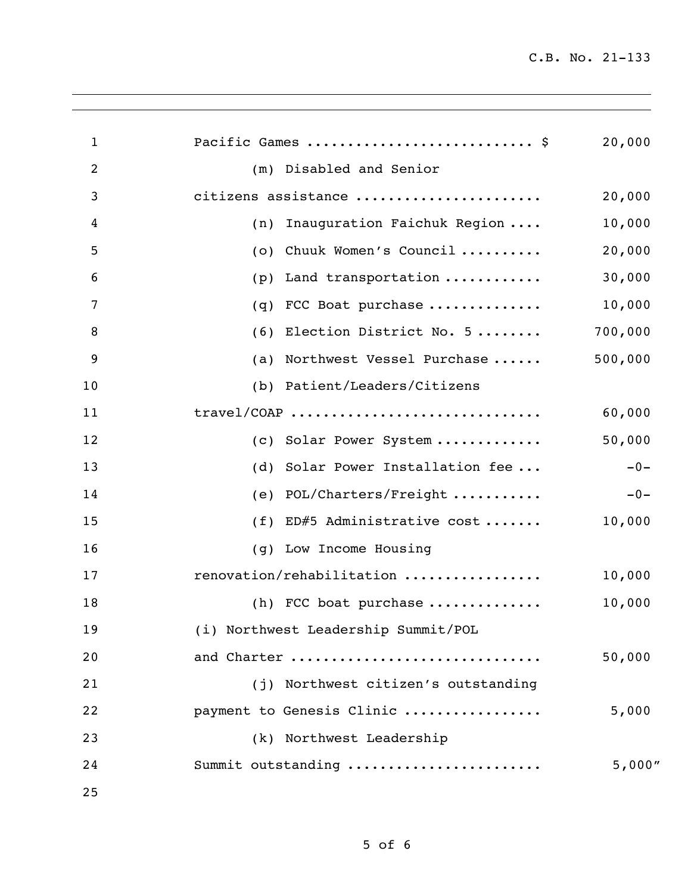Pacific Games ........................... $ 20,000

(m) Disabled and Senior citizens assistance ...................... 20,000

(n) Inauguration Faichuk Region .... 10,000

(o) Chuuk Women's Council .......... 20,000

(p) Land transportation ........... 30,000

(q) FCC Boat purchase ............. 10,000

(6) Election District No. 5 ........ 700,000

(a) Northwest Vessel Purchase ...... 500,000

(b) Patient/Leaders/Citizens travel/COAP .............................. 60,000

(c) Solar Power System ............ 50,000

(d) Solar Power Installation fee ... -0-

(e) POL/Charters/Freight .......... -0-

(f) ED#5 Administrative cost ....... 10,000

(g) Low Income Housing renovation/rehabilitation ................ 10,000

(h) FCC boat purchase ............. 10,000

(i) Northwest Leadership Summit/POL and Charter .............................. 50,000

(j) Northwest citizen's outstanding payment to Genesis Clinic ................ 5,000

(k) Northwest Leadership Summit outstanding ....................... 5,000"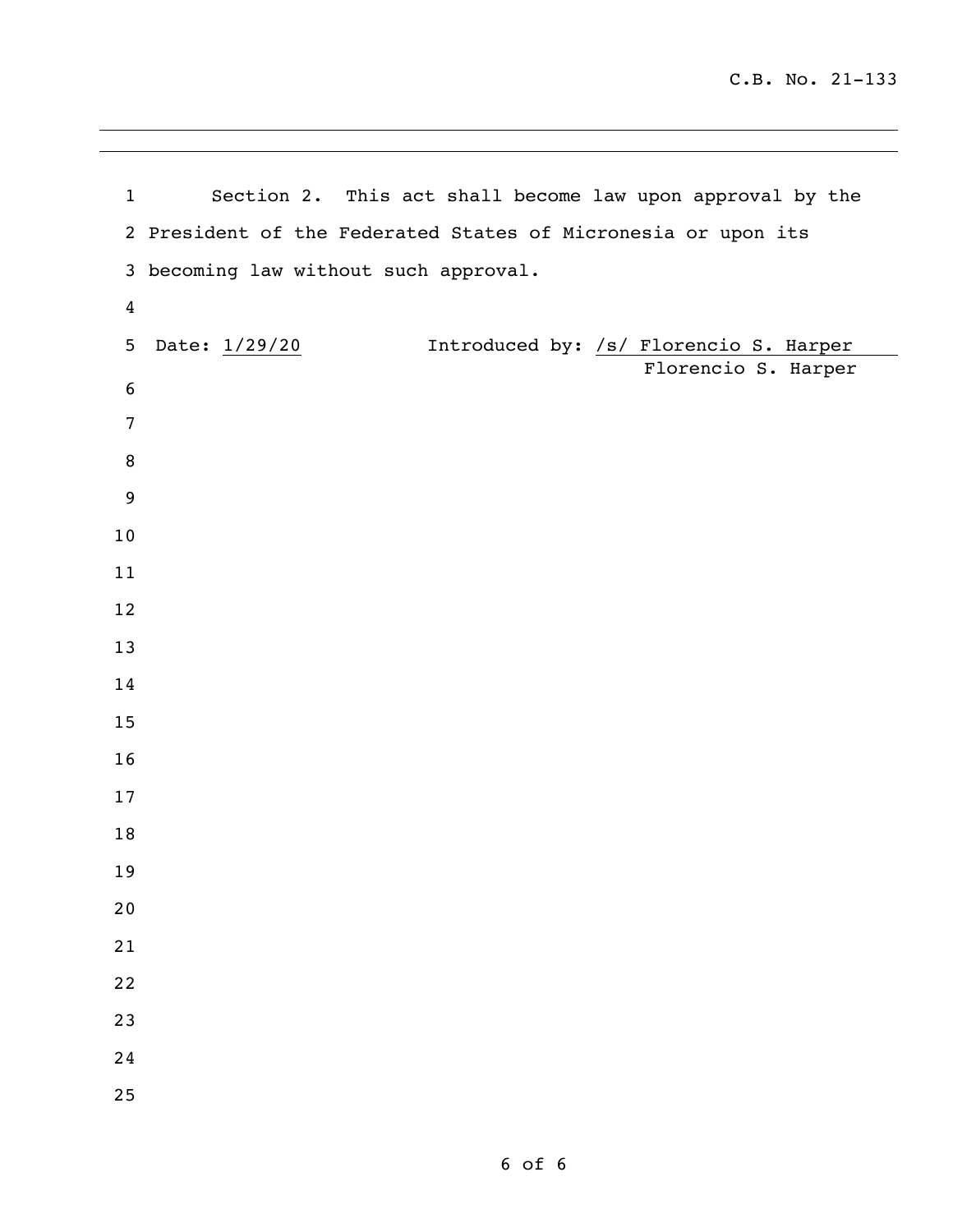Section 2. This act shall become law upon approval by the President of the Federated States of Micronesia or upon its becoming law without such approval.

Date: 1/29/20

Introduced by: /s/ Florencio S. Harper
Florencio S. Harper